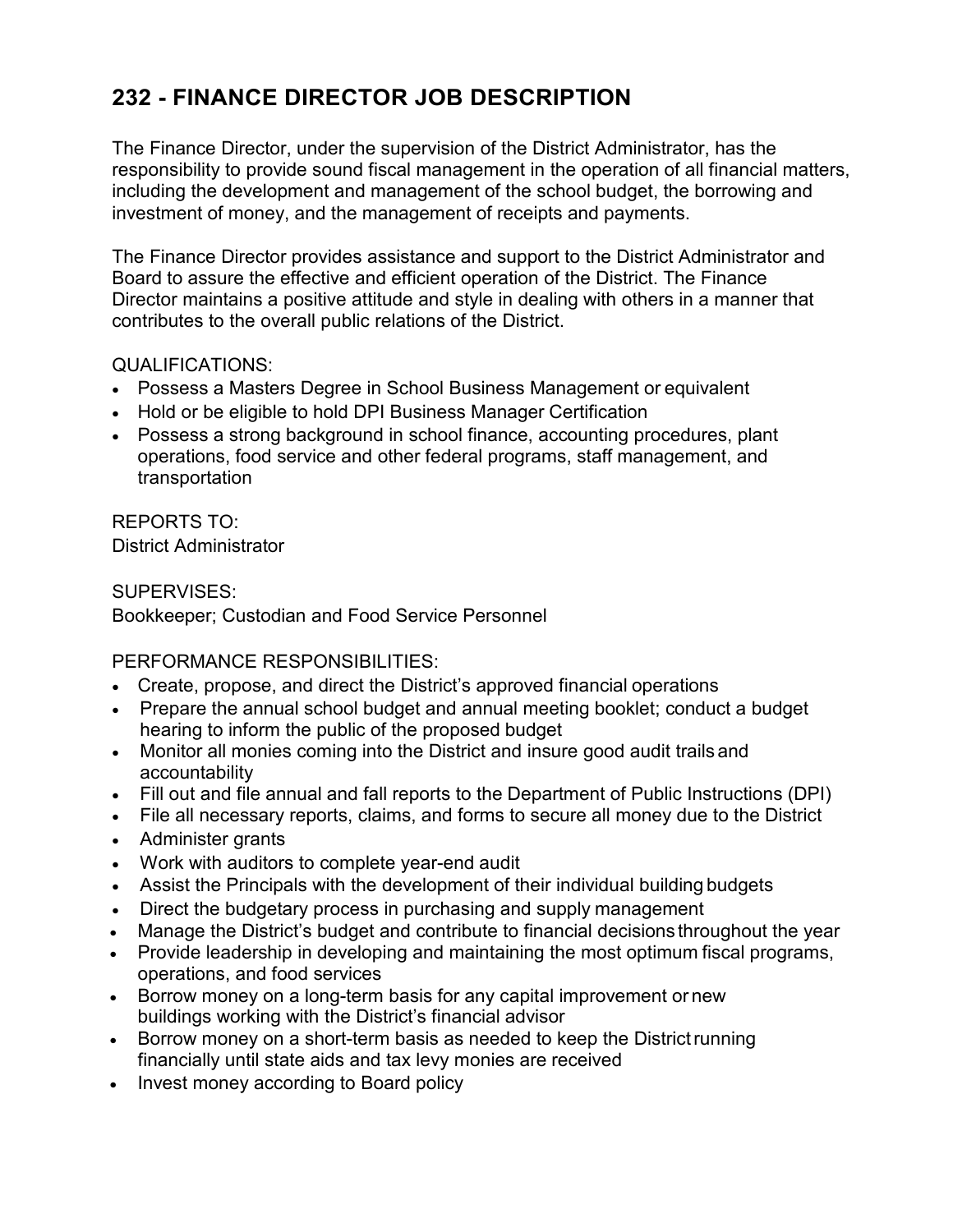# 232 - FINANCE DIRECTOR JOB DESCRIPTION

The Finance Director, under the supervision of the District Administrator, has the responsibility to provide sound fiscal management in the operation of all financial matters, including the development and management of the school budget, the borrowing and investment of money, and the management of receipts and payments.

The Finance Director provides assistance and support to the District Administrator and Board to assure the effective and efficient operation of the District. The Finance Director maintains a positive attitude and style in dealing with others in a manner that contributes to the overall public relations of the District.

QUALIFICATIONS:

- Possess a Masters Degree in School Business Management or equivalent
- Hold or be eligible to hold DPI Business Manager Certification
- Possess a strong background in school finance, accounting procedures, plant operations, food service and other federal programs, staff management, and transportation

REPORTS TO:
District Administrator

SUPERVISES:
Bookkeeper; Custodian and Food Service Personnel

PERFORMANCE RESPONSIBILITIES:

- Create, propose, and direct the District's approved financial operations
- Prepare the annual school budget and annual meeting booklet; conduct a budget hearing to inform the public of the proposed budget
- Monitor all monies coming into the District and insure good audit trails and accountability
- Fill out and file annual and fall reports to the Department of Public Instructions (DPI)
- File all necessary reports, claims, and forms to secure all money due to the District
- Administer grants
- Work with auditors to complete year-end audit
- Assist the Principals with the development of their individual building budgets
- Direct the budgetary process in purchasing and supply management
- Manage the District's budget and contribute to financial decisions throughout the year
- Provide leadership in developing and maintaining the most optimum fiscal programs, operations, and food services
- Borrow money on a long-term basis for any capital improvement or new buildings working with the District's financial advisor
- Borrow money on a short-term basis as needed to keep the District running financially until state aids and tax levy monies are received
- Invest money according to Board policy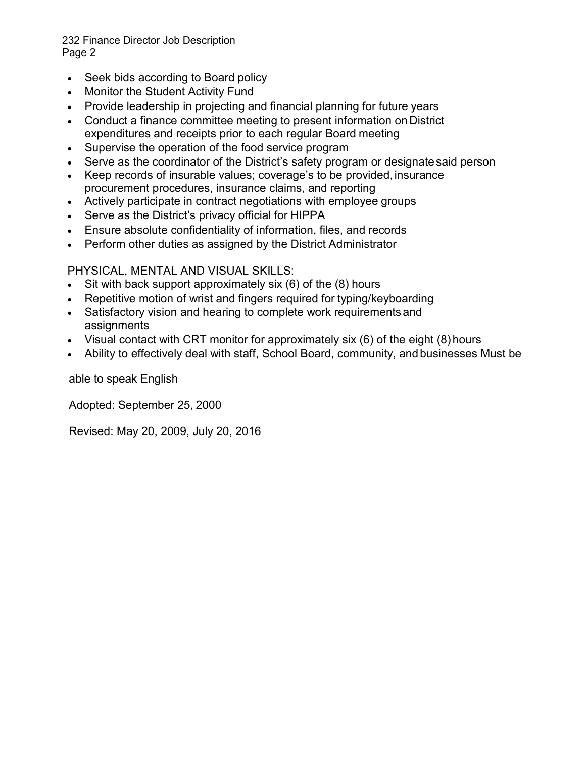- Seek bids according to Board policy
- Monitor the Student Activity Fund
- Provide leadership in projecting and financial planning for future years
- Conduct a finance committee meeting to present information on District expenditures and receipts prior to each regular Board meeting
- Supervise the operation of the food service program
- Serve as the coordinator of the District's safety program or designate said person
- Keep records of insurable values; coverage's to be provided, insurance procurement procedures, insurance claims, and reporting
- Actively participate in contract negotiations with employee groups
- Serve as the District's privacy official for HIPPA
- Ensure absolute confidentiality of information, files, and records
- Perform other duties as assigned by the District Administrator

PHYSICAL, MENTAL AND VISUAL SKILLS:

- Sit with back support approximately six (6) of the (8) hours
- Repetitive motion of wrist and fingers required for typing/keyboarding
- Satisfactory vision and hearing to complete work requirements and assignments
- Visual contact with CRT monitor for approximately six (6) of the eight (8) hours
- Ability to effectively deal with staff, School Board, community, and businesses Must be

able to speak English

Adopted: September 25, 2000

Revised: May 20, 2009, July 20, 2016